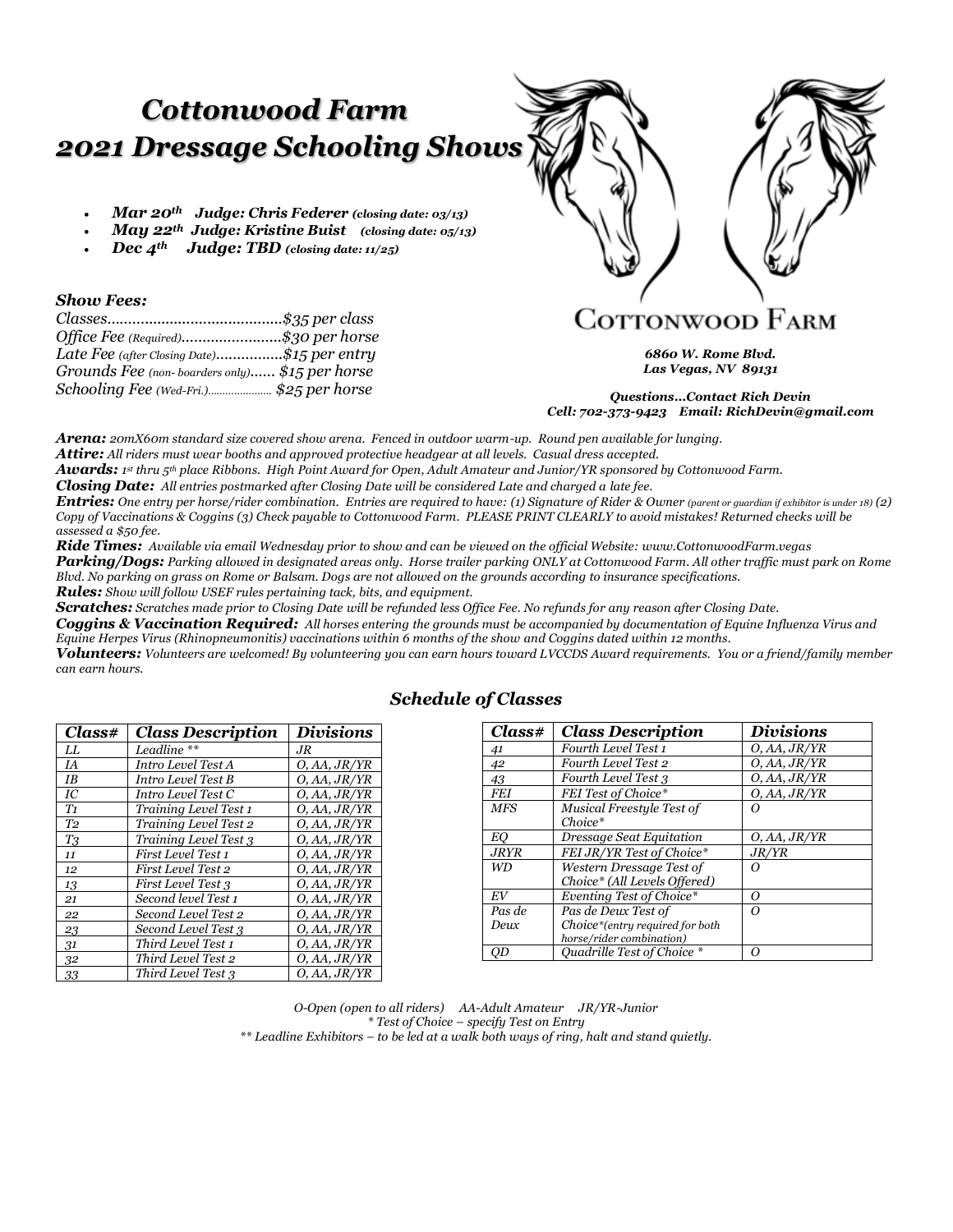# *Cottonwood Farm 2021 Dressage Schooling Shows*

- ***Mar 20th Judge: Chris Federer*** *(closing date: 03/13)*
- ***May 22th Judge: Kristine Buist*** *(closing date: 05/13)*
- ***Dec 4th Judge: TBD*** *(closing date: 11/25)*

COTTONWOOD FARM

***6860 W. Rome Blvd. Las Vegas, NV 89131***

***Questions…Contact Rich Devin***
***Cell: 702-373-9423 Email: RichDevin@gmail.com***

### *Show Fees:*

*Classes……………………………………$35 per class*
*Office Fee (Required)……………………$30 per horse*
*Late Fee (after Closing Date)……………$15 per entry*
*Grounds Fee (non- boarders only)…… $15 per horse*
*Schooling Fee (Wed-Fri.)………………… $25 per horse*

***Arena:*** *20mX60m standard size covered show arena. Fenced in outdoor warm-up. Round pen available for lunging.*
***Attire:*** *All riders must wear booths and approved protective headgear at all levels. Casual dress accepted.*
***Awards:*** *1st thru 5th place Ribbons. High Point Award for Open, Adult Amateur and Junior/YR sponsored by Cottonwood Farm.*
***Closing Date:*** *All entries postmarked after Closing Date will be considered Late and charged a late fee.*
***Entries:*** *One entry per horse/rider combination. Entries are required to have: (1) Signature of Rider & Owner (parent or guardian if exhibitor is under 18) (2) Copy of Vaccinations & Coggins (3) Check payable to Cottonwood Farm. PLEASE PRINT CLEARLY to avoid mistakes! Returned checks will be assessed a $50 fee.*
***Ride Times:*** *Available via email Wednesday prior to show and can be viewed on the official Website: www.CottonwoodFarm.vegas*
***Parking/Dogs:*** *Parking allowed in designated areas only. Horse trailer parking ONLY at Cottonwood Farm. All other traffic must park on Rome Blvd. No parking on grass on Rome or Balsam. Dogs are not allowed on the grounds according to insurance specifications.*
***Rules:*** *Show will follow USEF rules pertaining tack, bits, and equipment.*
***Scratches:*** *Scratches made prior to Closing Date will be refunded less Office Fee. No refunds for any reason after Closing Date.*
***Coggins & Vaccination Required:*** *All horses entering the grounds must be accompanied by documentation of Equine Influenza Virus and Equine Herpes Virus (Rhinopneumonitis) vaccinations within 6 months of the show and Coggins dated within 12 months.*
***Volunteers:*** *Volunteers are welcomed! By volunteering you can earn hours toward LVCCDS Award requirements. You or a friend/family member can earn hours.*

## *Schedule of Classes*

| *Class#* | *Class Description* | *Divisions* |
|---|---|---|
| LL | Leadline ** | JR |
| IA | Intro Level Test A | O, AA, JR/YR |
| IB | Intro Level Test B | O, AA, JR/YR |
| IC | Intro Level Test C | O, AA, JR/YR |
| T1 | Training Level Test 1 | O, AA, JR/YR |
| T2 | Training Level Test 2 | O, AA, JR/YR |
| T3 | Training Level Test 3 | O, AA, JR/YR |
| 11 | First Level Test 1 | O, AA, JR/YR |
| 12 | First Level Test 2 | O, AA, JR/YR |
| 13 | First Level Test 3 | O, AA, JR/YR |
| 21 | Second level Test 1 | O, AA, JR/YR |
| 22 | Second Level Test 2 | O, AA, JR/YR |
| 23 | Second Level Test 3 | O, AA, JR/YR |
| 31 | Third Level Test 1 | O, AA, JR/YR |
| 32 | Third Level Test 2 | O, AA, JR/YR |
| 33 | Third Level Test 3 | O, AA, JR/YR |

| *Class#* | *Class Description* | *Divisions* |
|---|---|---|
| 41 | Fourth Level Test 1 | O, AA, JR/YR |
| 42 | Fourth Level Test 2 | O, AA, JR/YR |
| 43 | Fourth Level Test 3 | O, AA, JR/YR |
| FEI | FEI Test of Choice* | O, AA, JR/YR |
| MFS | Musical Freestyle Test of Choice* | O |
| EQ | Dressage Seat Equitation | O, AA, JR/YR |
| JRYR | FEI JR/YR Test of Choice* | JR/YR |
| WD | Western Dressage Test of Choice* (All Levels Offered) | O |
| EV | Eventing Test of Choice* | O |
| Pas de Deux | Pas de Deux Test of Choice*(entry required for both horse/rider combination) | O |
| QD | Quadrille Test of Choice * | O |

*O-Open (open to all riders) AA-Adult Amateur JR/YR-Junior*
** Test of Choice – specify Test on Entry*
*** Leadline Exhibitors – to be led at a walk both ways of ring, halt and stand quietly.*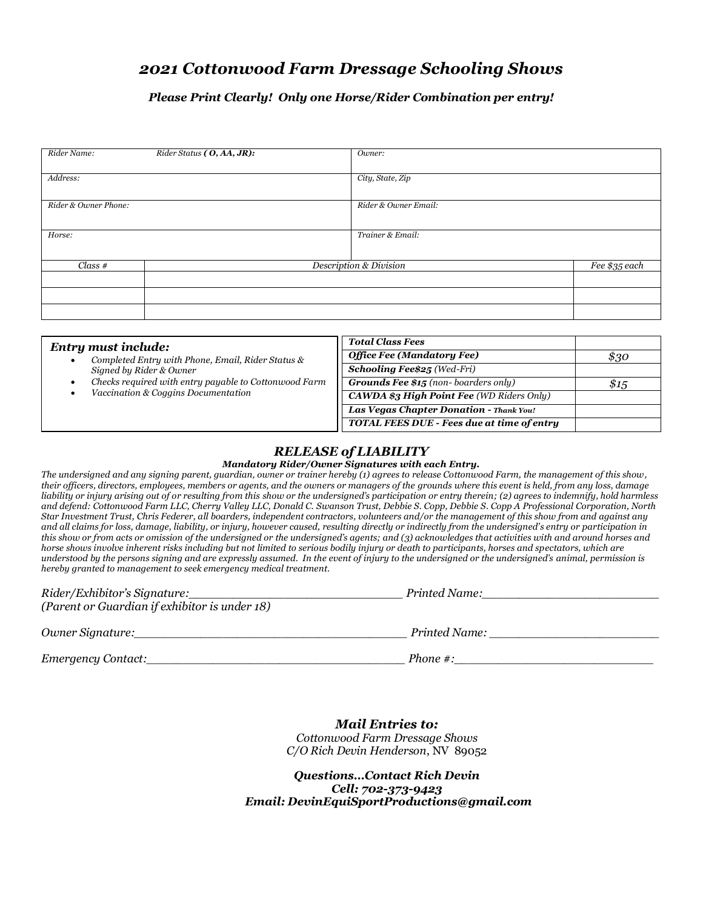# *2021 Cottonwood Farm Dressage Schooling Shows*

***Please Print Clearly! Only one Horse/Rider Combination per entry!***

| | |
|---|---|
| *Rider Name:* *Rider Status **( O, AA, JR):*** | *Owner:* |
| *Address:* | *City, State, Zip* |
| *Rider & Owner Phone:* | *Rider & Owner Email:* |
| *Horse:* | *Trainer & Email:* |

| *Class #* | *Description & Division* | *Fee $35 each* |
|---|---|---|
| | | |
| | | |
| | | |

***Entry must include:***

- *Completed Entry with Phone, Email, Rider Status & Signed by Rider & Owner*
- *Checks required with entry payable to Cottonwood Farm*
- *Vaccination & Coggins Documentation*

| | |
|---|---|
| ***Total Class Fees*** | |
| ***Office Fee (Mandatory Fee)*** | *$30* |
| ***Schooling Fee$25*** *(Wed-Fri)* | |
| ***Grounds Fee $15*** *(non- boarders only)* | *$15* |
| ***CAWDA $3 High Point Fee*** *(WD Riders Only)* | |
| ***Las Vegas Chapter Donation - Thank You!*** | |
| ***TOTAL FEES DUE - Fees due at time of entry*** | |

## *RELEASE of LIABILITY*

***Mandatory Rider/Owner Signatures with each Entry.***

*The undersigned and any signing parent, guardian, owner or trainer hereby (1) agrees to release Cottonwood Farm, the management of this show, their officers, directors, employees, members or agents, and the owners or managers of the grounds where this event is held, from any loss, damage liability or injury arising out of or resulting from this show or the undersigned's participation or entry therein; (2) agrees to indemnify, hold harmless and defend: Cottonwood Farm LLC, Cherry Valley LLC, Donald C. Swanson Trust, Debbie S. Copp, Debbie S. Copp A Professional Corporation, North Star Investment Trust, Chris Federer, all boarders, independent contractors, volunteers and/or the management of this show from and against any and all claims for loss, damage, liability, or injury, however caused, resulting directly or indirectly from the undersigned's entry or participation in this show or from acts or omission of the undersigned or the undersigned's agents; and (3) acknowledges that activities with and around horses and horse shows involve inherent risks including but not limited to serious bodily injury or death to participants, horses and spectators, which are understood by the persons signing and are expressly assumed. In the event of injury to the undersigned or the undersigned's animal, permission is hereby granted to management to seek emergency medical treatment.*

*Rider/Exhibitor's Signature:*_____________________________ *Printed Name:*________________________
*(Parent or Guardian if exhibitor under 18)*

*Owner Signature:*_____________________________________ *Printed Name:* ________________________

*Emergency Contact:*___________________________________ *Phone #:*___________________________

***Mail Entries to:***
*Cottonwood Farm Dressage Shows*
*C/O Rich Devin Henderson*, NV 89052

***Questions…Contact Rich Devin***
***Cell: 702-373-9423***
***Email: DevinEquiSportProductions@gmail.com***